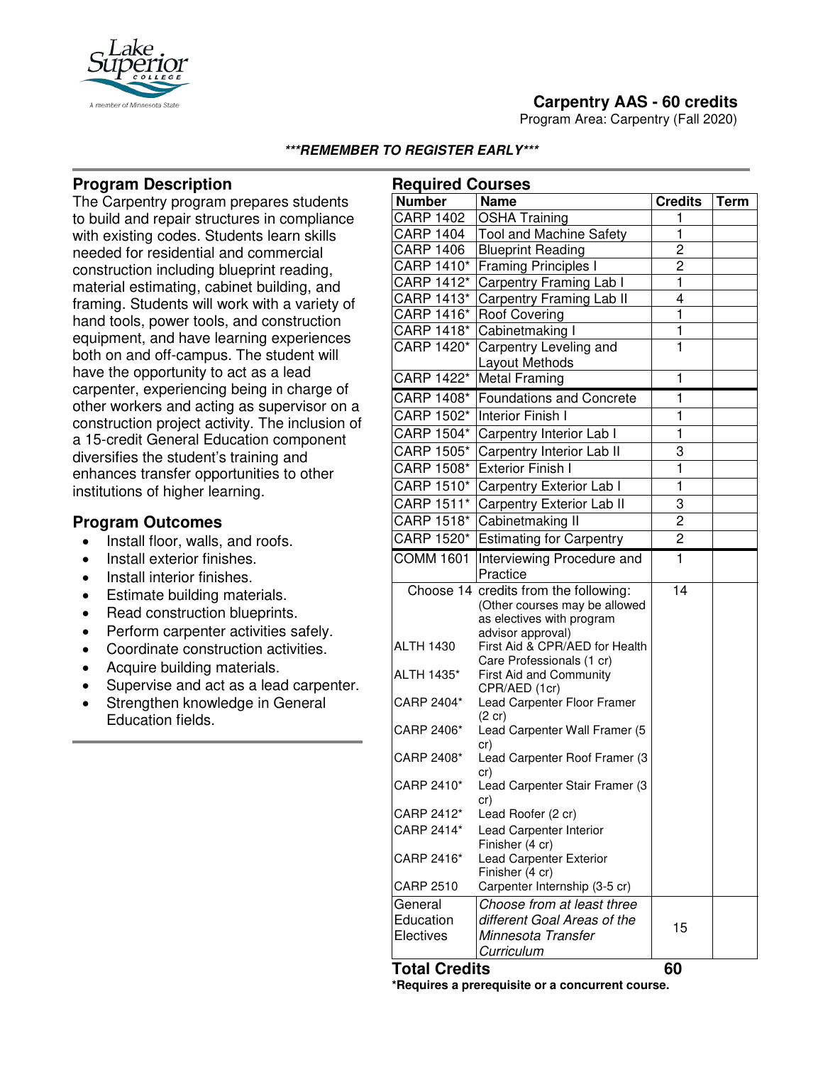# Carpentry AAS - 60 credits

Program Area: Carpentry (Fall 2020)

***REMEMBER TO REGISTER EARLY***

## Program Description

The Carpentry program prepares students to build and repair structures in compliance with existing codes. Students learn skills needed for residential and commercial construction including blueprint reading, material estimating, cabinet building, and framing. Students will work with a variety of hand tools, power tools, and construction equipment, and have learning experiences both on and off-campus. The student will have the opportunity to act as a lead carpenter, experiencing being in charge of other workers and acting as supervisor on a construction project activity. The inclusion of a 15-credit General Education component diversifies the student's training and enhances transfer opportunities to other institutions of higher learning.

## Program Outcomes

- Install floor, walls, and roofs.
- Install exterior finishes.
- Install interior finishes.
- Estimate building materials.
- Read construction blueprints.
- Perform carpenter activities safely.
- Coordinate construction activities.
- Acquire building materials.
- Supervise and act as a lead carpenter.
- Strengthen knowledge in General Education fields.

## Required Courses

| Number | Name | Credits | Term |
|---|---|---|---|
| CARP 1402 | OSHA Training | 1 | |
| CARP 1404 | Tool and Machine Safety | 1 | |
| CARP 1406 | Blueprint Reading | 2 | |
| CARP 1410* | Framing Principles I | 2 | |
| CARP 1412* | Carpentry Framing Lab I | 1 | |
| CARP 1413* | Carpentry Framing Lab II | 4 | |
| CARP 1416* | Roof Covering | 1 | |
| CARP 1418* | Cabinetmaking I | 1 | |
| CARP 1420* | Carpentry Leveling and Layout Methods | 1 | |
| CARP 1422* | Metal Framing | 1 | |
| CARP 1408* | Foundations and Concrete | 1 | |
| CARP 1502* | Interior Finish I | 1 | |
| CARP 1504* | Carpentry Interior Lab I | 1 | |
| CARP 1505* | Carpentry Interior Lab II | 3 | |
| CARP 1508* | Exterior Finish I | 1 | |
| CARP 1510* | Carpentry Exterior Lab I | 1 | |
| CARP 1511* | Carpentry Exterior Lab II | 3 | |
| CARP 1518* | Cabinetmaking II | 2 | |
| CARP 1520* | Estimating for Carpentry | 2 | |
| COMM 1601 | Interviewing Procedure and Practice | 1 | |
| Choose 14 | credits from the following: (Other courses may be allowed as electives with program advisor approval) | 14 | |
| ALTH 1430 | First Aid & CPR/AED for Health Care Professionals (1 cr) | | |
| ALTH 1435* | First Aid and Community CPR/AED (1cr) | | |
| CARP 2404* | Lead Carpenter Floor Framer (2 cr) | | |
| CARP 2406* | Lead Carpenter Wall Framer (5 cr) | | |
| CARP 2408* | Lead Carpenter Roof Framer (3 cr) | | |
| CARP 2410* | Lead Carpenter Stair Framer (3 cr) | | |
| CARP 2412* | Lead Roofer (2 cr) | | |
| CARP 2414* | Lead Carpenter Interior Finisher (4 cr) | | |
| CARP 2416* | Lead Carpenter Exterior Finisher (4 cr) | | |
| CARP 2510 | Carpenter Internship (3-5 cr) | | |
| General Education Electives | *Choose from at least three different Goal Areas of the Minnesota Transfer Curriculum* | 15 | |
| **Total Credits** | | **60** | |

**\*Requires a prerequisite or a concurrent course.**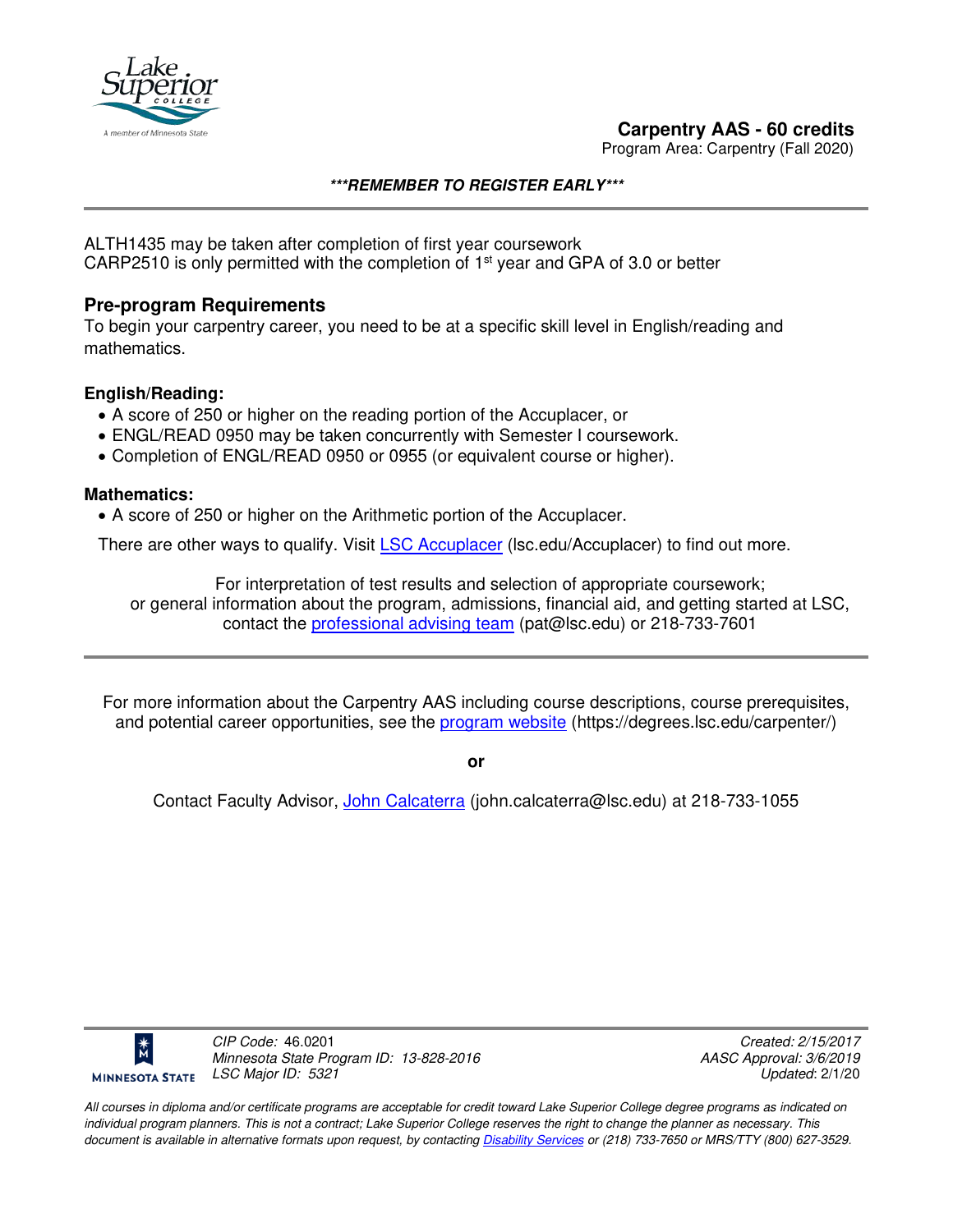**Carpentry AAS - 60 credits**
Program Area: Carpentry (Fall 2020)

***REMEMBER TO REGISTER EARLY***

ALTH1435 may be taken after completion of first year coursework
CARP2510 is only permitted with the completion of 1st year and GPA of 3.0 or better

## Pre-program Requirements

To begin your carpentry career, you need to be at a specific skill level in English/reading and mathematics.

### English/Reading:

- A score of 250 or higher on the reading portion of the Accuplacer, or
- ENGL/READ 0950 may be taken concurrently with Semester I coursework.
- Completion of ENGL/READ 0950 or 0955 (or equivalent course or higher).

### Mathematics:

- A score of 250 or higher on the Arithmetic portion of the Accuplacer.

There are other ways to qualify. Visit LSC Accuplacer (lsc.edu/Accuplacer) to find out more.

For interpretation of test results and selection of appropriate coursework; or general information about the program, admissions, financial aid, and getting started at LSC, contact the professional advising team (pat@lsc.edu) or 218-733-7601

For more information about the Carpentry AAS including course descriptions, course prerequisites, and potential career opportunities, see the program website (https://degrees.lsc.edu/carpenter/)

**or**

Contact Faculty Advisor, John Calcaterra (john.calcaterra@lsc.edu) at 218-733-1055

*CIP Code:* 46.0201
*Minnesota State Program ID: 13-828-2016*
*LSC Major ID: 5321*

*Created: 2/15/2017*
*AASC Approval: 3/6/2019*
*Updated*: 2/1/20

*All courses in diploma and/or certificate programs are acceptable for credit toward Lake Superior College degree programs as indicated on individual program planners. This is not a contract; Lake Superior College reserves the right to change the planner as necessary. This document is available in alternative formats upon request, by contacting Disability Services or (218) 733-7650 or MRS/TTY (800) 627-3529.*